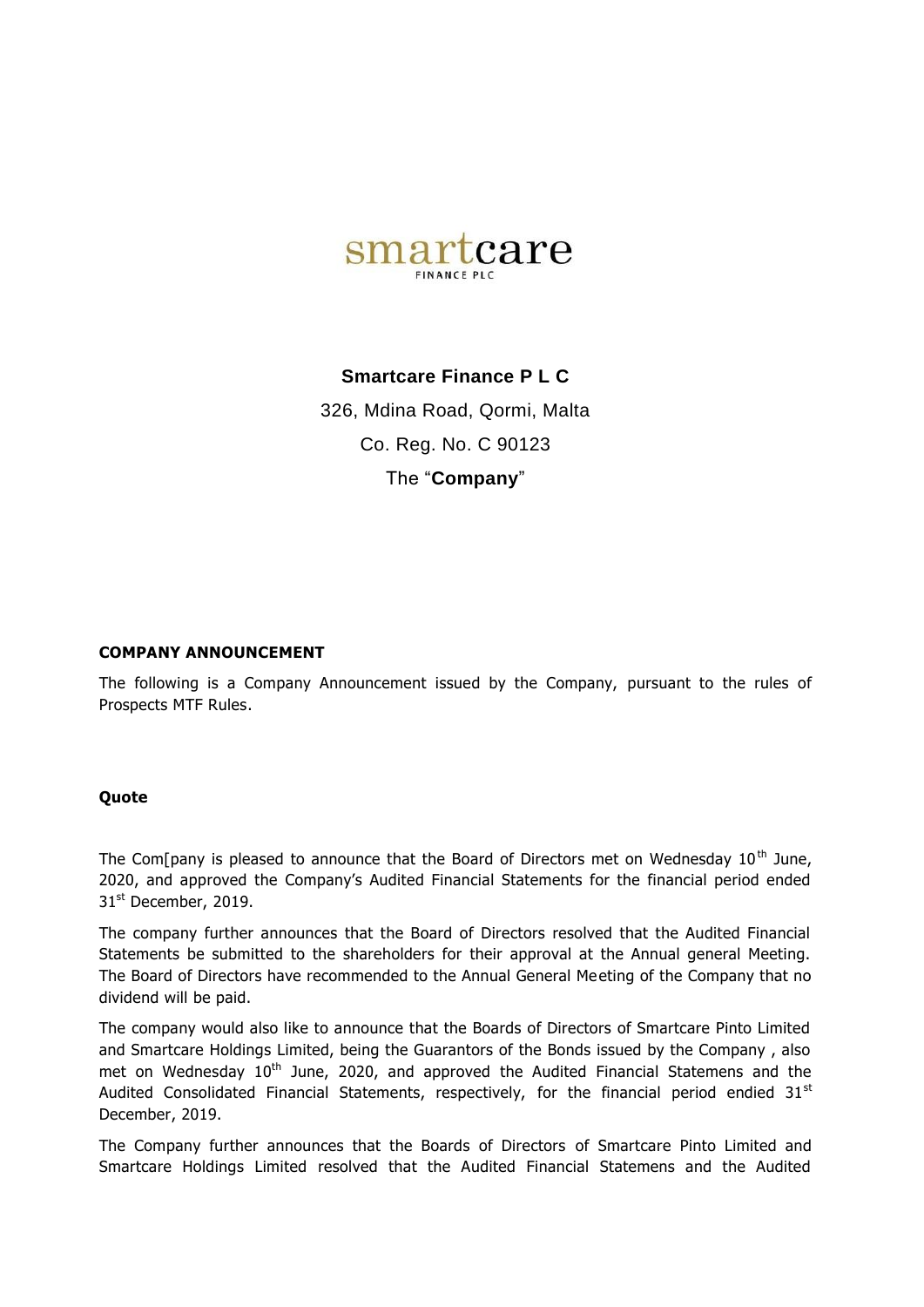smartcare
FINANCE PLC

**Smartcare Finance P L C**

326, Mdina Road, Qormi, Malta

Co. Reg. No. C 90123

The "**Company**"

**COMPANY ANNOUNCEMENT**

The following is a Company Announcement issued by the Company, pursuant to the rules of Prospects MTF Rules.

**Quote**

The Com[pany is pleased to announce that the Board of Directors met on Wednesday 10th June, 2020, and approved the Company's Audited Financial Statements for the financial period ended 31st December, 2019.

The company further announces that the Board of Directors resolved that the Audited Financial Statements be submitted to the shareholders for their approval at the Annual general Meeting. The Board of Directors have recommended to the Annual General Meeting of the Company that no dividend will be paid.

The company would also like to announce that the Boards of Directors of Smartcare Pinto Limited and Smartcare Holdings Limited, being the Guarantors of the Bonds issued by the Company , also met on Wednesday 10th June, 2020, and approved the Audited Financial Statemens and the Audited Consolidated Financial Statements, respectively, for the financial period endied 31st December, 2019.

The Company further announces that the Boards of Directors of Smartcare Pinto Limited and Smartcare Holdings Limited resolved that the Audited Financial Statemens and the Audited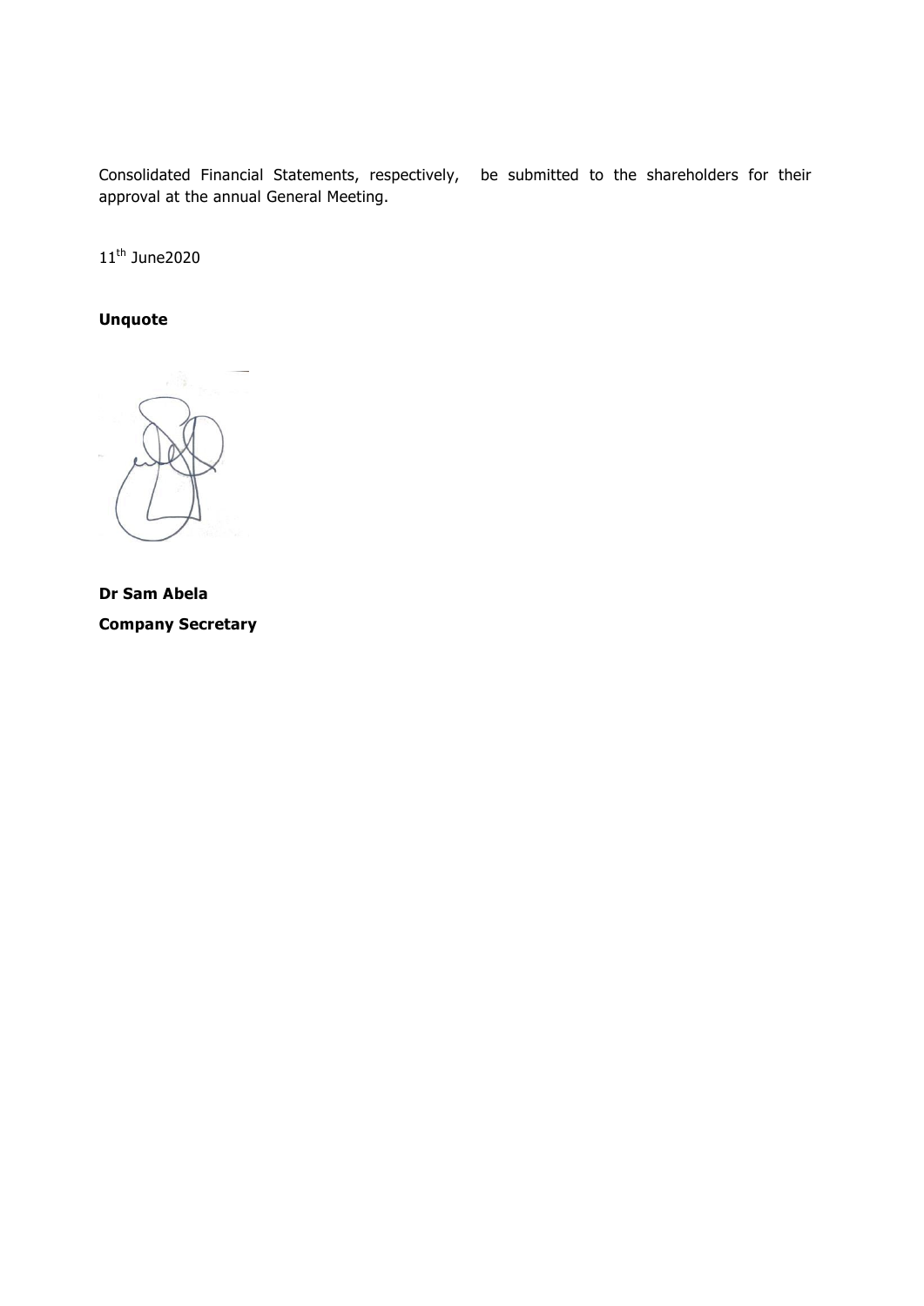Consolidated Financial Statements, respectively, be submitted to the shareholders for their approval at the annual General Meeting.

11th June2020

**Unquote**

**Dr Sam Abela**

**Company Secretary**